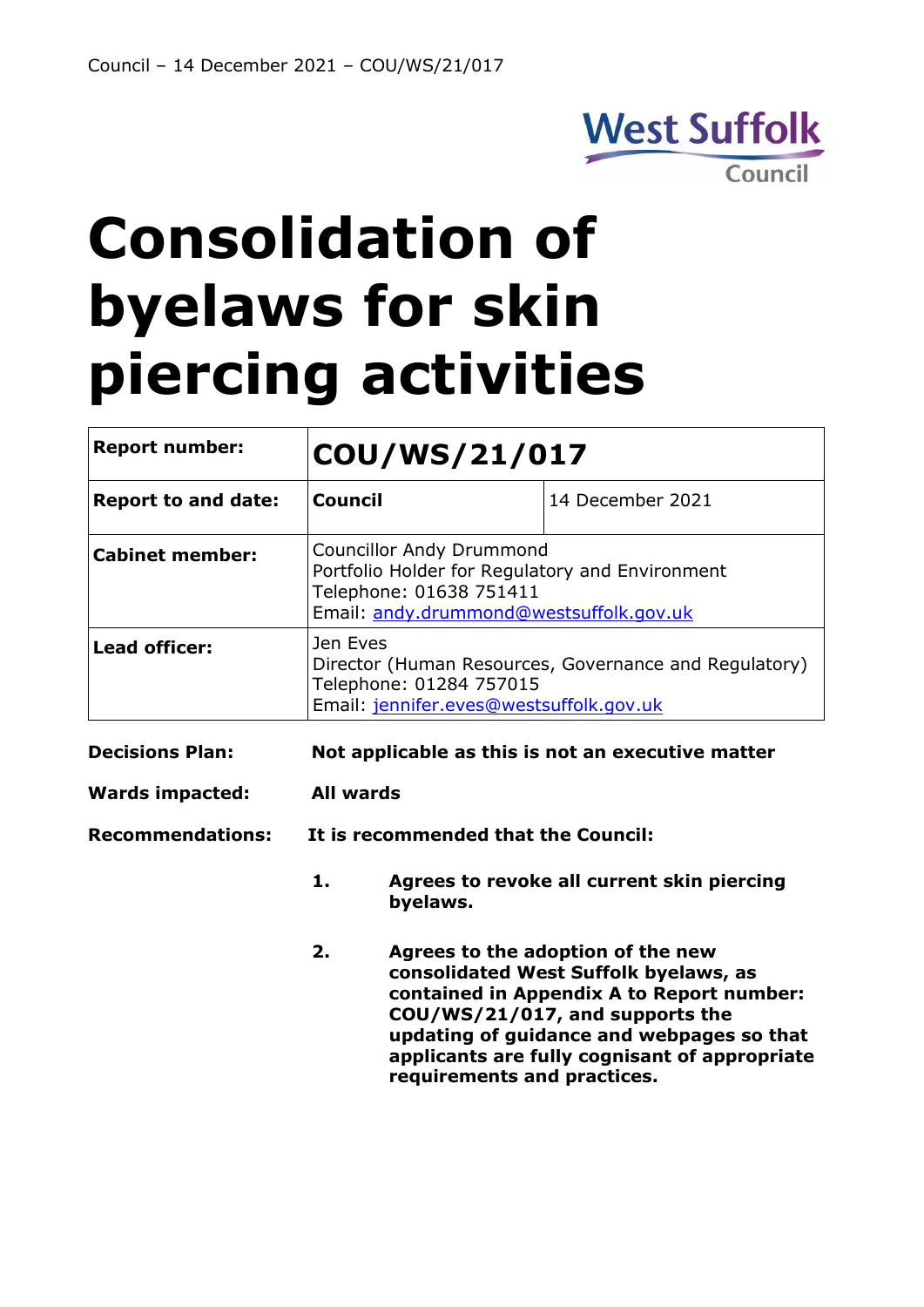# Consolidation of byelaws for skin piercing activities

| **Report number:** | **COU/WS/21/017** | |
|---|---|---|
| **Report to and date:** | **Council** | 14 December 2021 |
| **Cabinet member:** | Councillor Andy Drummond<br>Portfolio Holder for Regulatory and Environment<br>Telephone: 01638 751411<br>Email: andy.drummond@westsuffolk.gov.uk | |
| **Lead officer:** | Jen Eves<br>Director (Human Resources, Governance and Regulatory)<br>Telephone: 01284 757015<br>Email: jennifer.eves@westsuffolk.gov.uk | |

**Decisions Plan:** **Not applicable as this is not an executive matter**

**Wards impacted:** **All wards**

**Recommendations:** **It is recommended that the Council:**

1. **Agrees to revoke all current skin piercing byelaws.**

2. **Agrees to the adoption of the new consolidated West Suffolk byelaws, as contained in Appendix A to Report number: COU/WS/21/017, and supports the updating of guidance and webpages so that applicants are fully cognisant of appropriate requirements and practices.**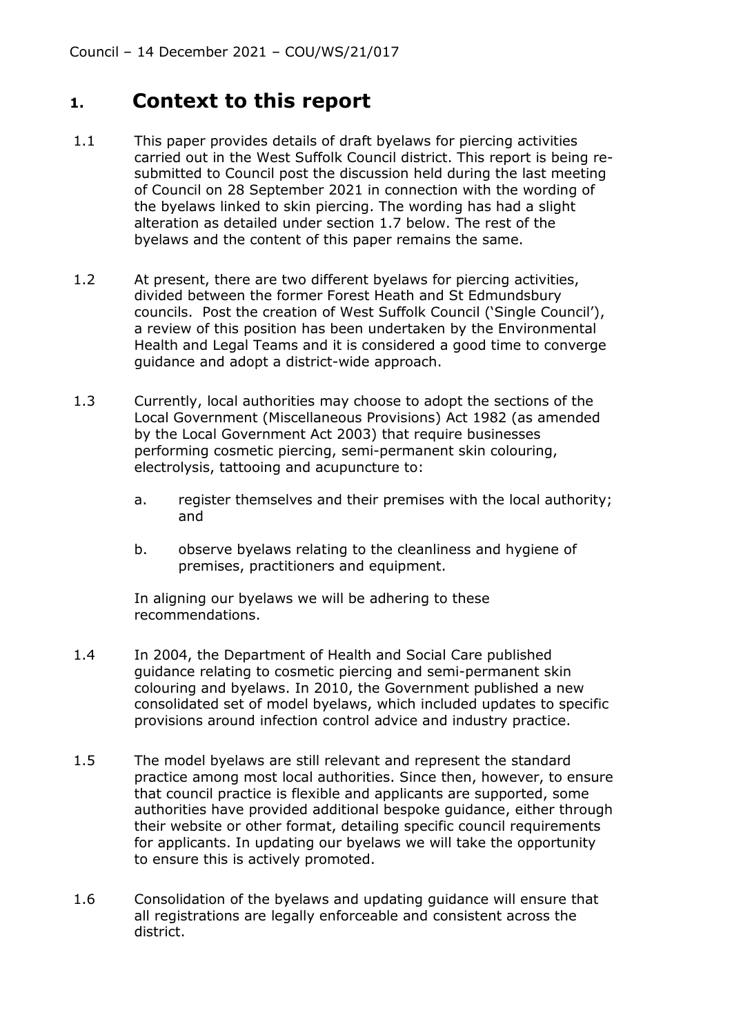## 1. Context to this report

1.1 This paper provides details of draft byelaws for piercing activities carried out in the West Suffolk Council district. This report is being re-submitted to Council post the discussion held during the last meeting of Council on 28 September 2021 in connection with the wording of the byelaws linked to skin piercing. The wording has had a slight alteration as detailed under section 1.7 below. The rest of the byelaws and the content of this paper remains the same.

1.2 At present, there are two different byelaws for piercing activities, divided between the former Forest Heath and St Edmundsbury councils. Post the creation of West Suffolk Council ('Single Council'), a review of this position has been undertaken by the Environmental Health and Legal Teams and it is considered a good time to converge guidance and adopt a district-wide approach.

1.3 Currently, local authorities may choose to adopt the sections of the Local Government (Miscellaneous Provisions) Act 1982 (as amended by the Local Government Act 2003) that require businesses performing cosmetic piercing, semi-permanent skin colouring, electrolysis, tattooing and acupuncture to:

a. register themselves and their premises with the local authority; and

b. observe byelaws relating to the cleanliness and hygiene of premises, practitioners and equipment.

In aligning our byelaws we will be adhering to these recommendations.

1.4 In 2004, the Department of Health and Social Care published guidance relating to cosmetic piercing and semi-permanent skin colouring and byelaws. In 2010, the Government published a new consolidated set of model byelaws, which included updates to specific provisions around infection control advice and industry practice.

1.5 The model byelaws are still relevant and represent the standard practice among most local authorities. Since then, however, to ensure that council practice is flexible and applicants are supported, some authorities have provided additional bespoke guidance, either through their website or other format, detailing specific council requirements for applicants. In updating our byelaws we will take the opportunity to ensure this is actively promoted.

1.6 Consolidation of the byelaws and updating guidance will ensure that all registrations are legally enforceable and consistent across the district.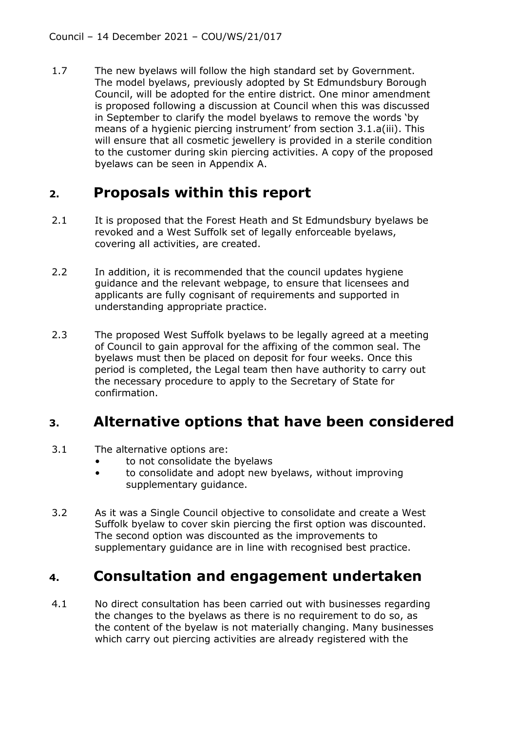1.7 The new byelaws will follow the high standard set by Government. The model byelaws, previously adopted by St Edmundsbury Borough Council, will be adopted for the entire district. One minor amendment is proposed following a discussion at Council when this was discussed in September to clarify the model byelaws to remove the words 'by means of a hygienic piercing instrument' from section 3.1.a(iii). This will ensure that all cosmetic jewellery is provided in a sterile condition to the customer during skin piercing activities. A copy of the proposed byelaws can be seen in Appendix A.

## 2. Proposals within this report

2.1 It is proposed that the Forest Heath and St Edmundsbury byelaws be revoked and a West Suffolk set of legally enforceable byelaws, covering all activities, are created.

2.2 In addition, it is recommended that the council updates hygiene guidance and the relevant webpage, to ensure that licensees and applicants are fully cognisant of requirements and supported in understanding appropriate practice.

2.3 The proposed West Suffolk byelaws to be legally agreed at a meeting of Council to gain approval for the affixing of the common seal. The byelaws must then be placed on deposit for four weeks. Once this period is completed, the Legal team then have authority to carry out the necessary procedure to apply to the Secretary of State for confirmation.

## 3. Alternative options that have been considered

3.1 The alternative options are:

- to not consolidate the byelaws
- to consolidate and adopt new byelaws, without improving supplementary guidance.

3.2 As it was a Single Council objective to consolidate and create a West Suffolk byelaw to cover skin piercing the first option was discounted. The second option was discounted as the improvements to supplementary guidance are in line with recognised best practice.

## 4. Consultation and engagement undertaken

4.1 No direct consultation has been carried out with businesses regarding the changes to the byelaws as there is no requirement to do so, as the content of the byelaw is not materially changing. Many businesses which carry out piercing activities are already registered with the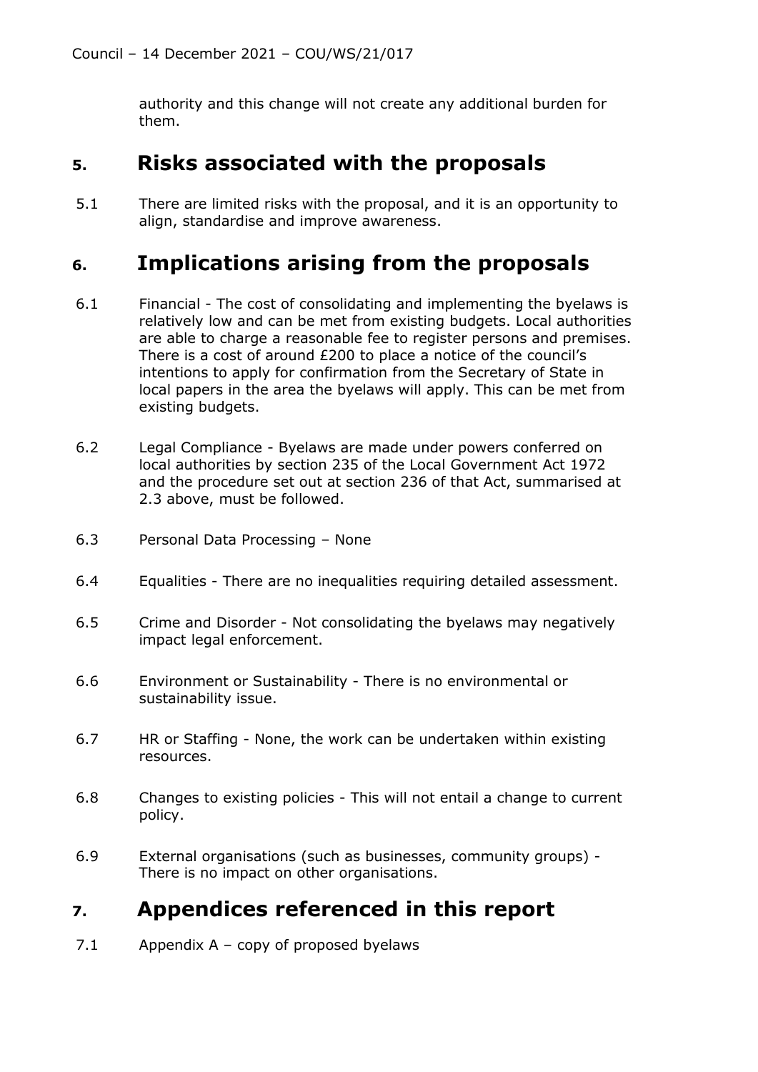authority and this change will not create any additional burden for them.

## 5. Risks associated with the proposals

5.1 There are limited risks with the proposal, and it is an opportunity to align, standardise and improve awareness.

## 6. Implications arising from the proposals

6.1 Financial - The cost of consolidating and implementing the byelaws is relatively low and can be met from existing budgets. Local authorities are able to charge a reasonable fee to register persons and premises. There is a cost of around £200 to place a notice of the council's intentions to apply for confirmation from the Secretary of State in local papers in the area the byelaws will apply. This can be met from existing budgets.

6.2 Legal Compliance - Byelaws are made under powers conferred on local authorities by section 235 of the Local Government Act 1972 and the procedure set out at section 236 of that Act, summarised at 2.3 above, must be followed.

6.3 Personal Data Processing – None

6.4 Equalities - There are no inequalities requiring detailed assessment.

6.5 Crime and Disorder - Not consolidating the byelaws may negatively impact legal enforcement.

6.6 Environment or Sustainability - There is no environmental or sustainability issue.

6.7 HR or Staffing - None, the work can be undertaken within existing resources.

6.8 Changes to existing policies - This will not entail a change to current policy.

6.9 External organisations (such as businesses, community groups) - There is no impact on other organisations.

## 7. Appendices referenced in this report

7.1 Appendix A – copy of proposed byelaws